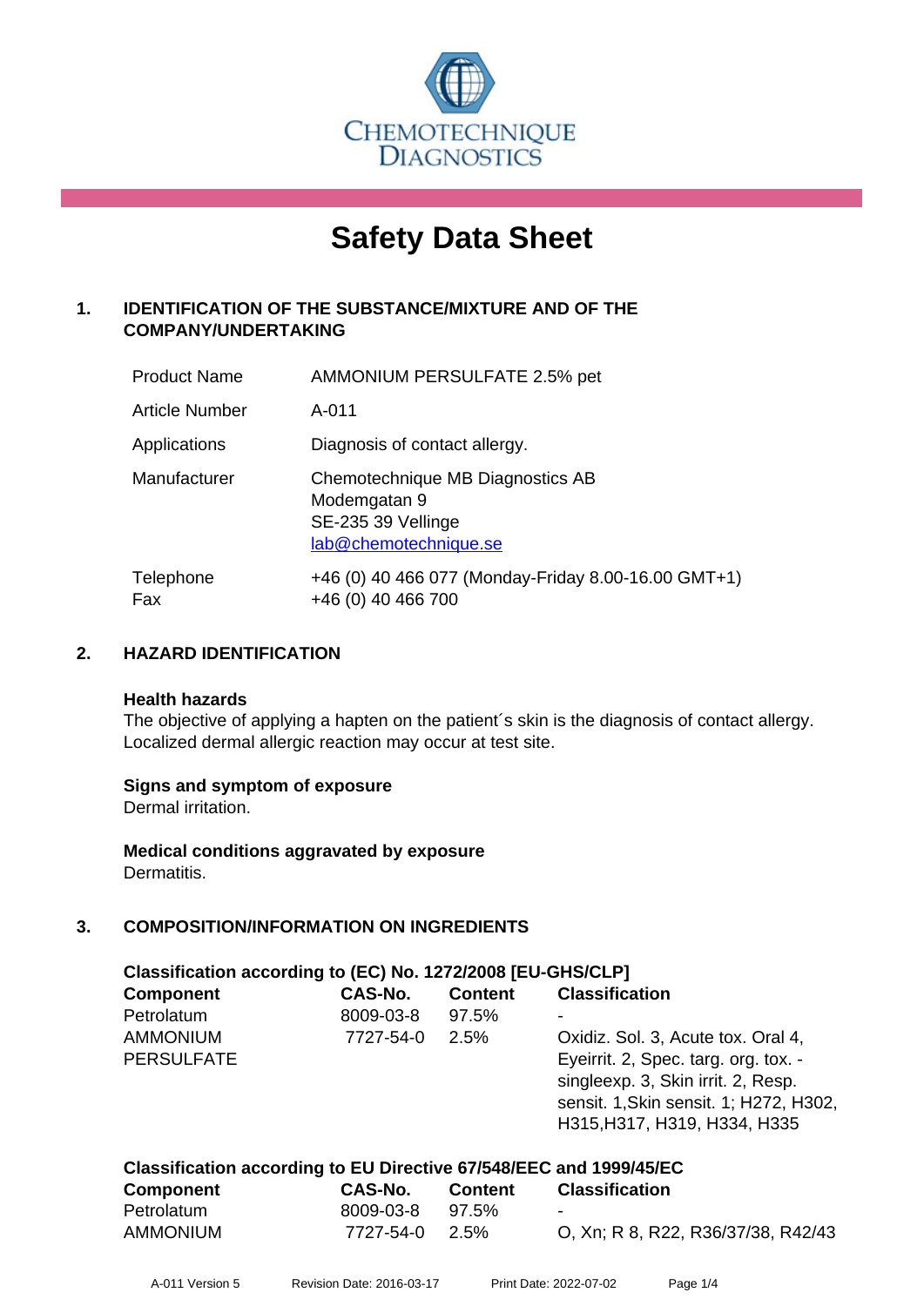CHEMOTECHNIQUE DIAGNOSTICS

# Safety Data Sheet

## 1. IDENTIFICATION OF THE SUBSTANCE/MIXTURE AND OF THE COMPANY/UNDERTAKING

| | |
|---|---|
| Product Name | AMMONIUM PERSULFATE 2.5% pet |
| Article Number | A-011 |
| Applications | Diagnosis of contact allergy. |
| Manufacturer | Chemotechnique MB Diagnostics AB<br>Modemgatan 9<br>SE-235 39 Vellinge<br>lab@chemotechnique.se |
| Telephone<br>Fax | +46 (0) 40 466 077 (Monday-Friday 8.00-16.00 GMT+1)<br>+46 (0) 40 466 700 |

## 2. HAZARD IDENTIFICATION

**Health hazards**

The objective of applying a hapten on the patient´s skin is the diagnosis of contact allergy. Localized dermal allergic reaction may occur at test site.

**Signs and symptom of exposure**

Dermal irritation.

**Medical conditions aggravated by exposure**

Dermatitis.

## 3. COMPOSITION/INFORMATION ON INGREDIENTS

**Classification according to (EC) No. 1272/2008 [EU-GHS/CLP]**

| Component | CAS-No. | Content | Classification |
|---|---|---|---|
| Petrolatum | 8009-03-8 | 97.5% | - |
| AMMONIUM PERSULFATE | 7727-54-0 | 2.5% | Oxidiz. Sol. 3, Acute tox. Oral 4, Eyeirrit. 2, Spec. targ. org. tox. - singleexp. 3, Skin irrit. 2, Resp. sensit. 1,Skin sensit. 1; H272, H302, H315,H317, H319, H334, H335 |

**Classification according to EU Directive 67/548/EEC and 1999/45/EC**

| Component | CAS-No. | Content | Classification |
|---|---|---|---|
| Petrolatum | 8009-03-8 | 97.5% | - |
| AMMONIUM | 7727-54-0 | 2.5% | O, Xn; R 8, R22, R36/37/38, R42/43 |

A-011 Version 5 Revision Date: 2016-03-17 Print Date: 2022-07-02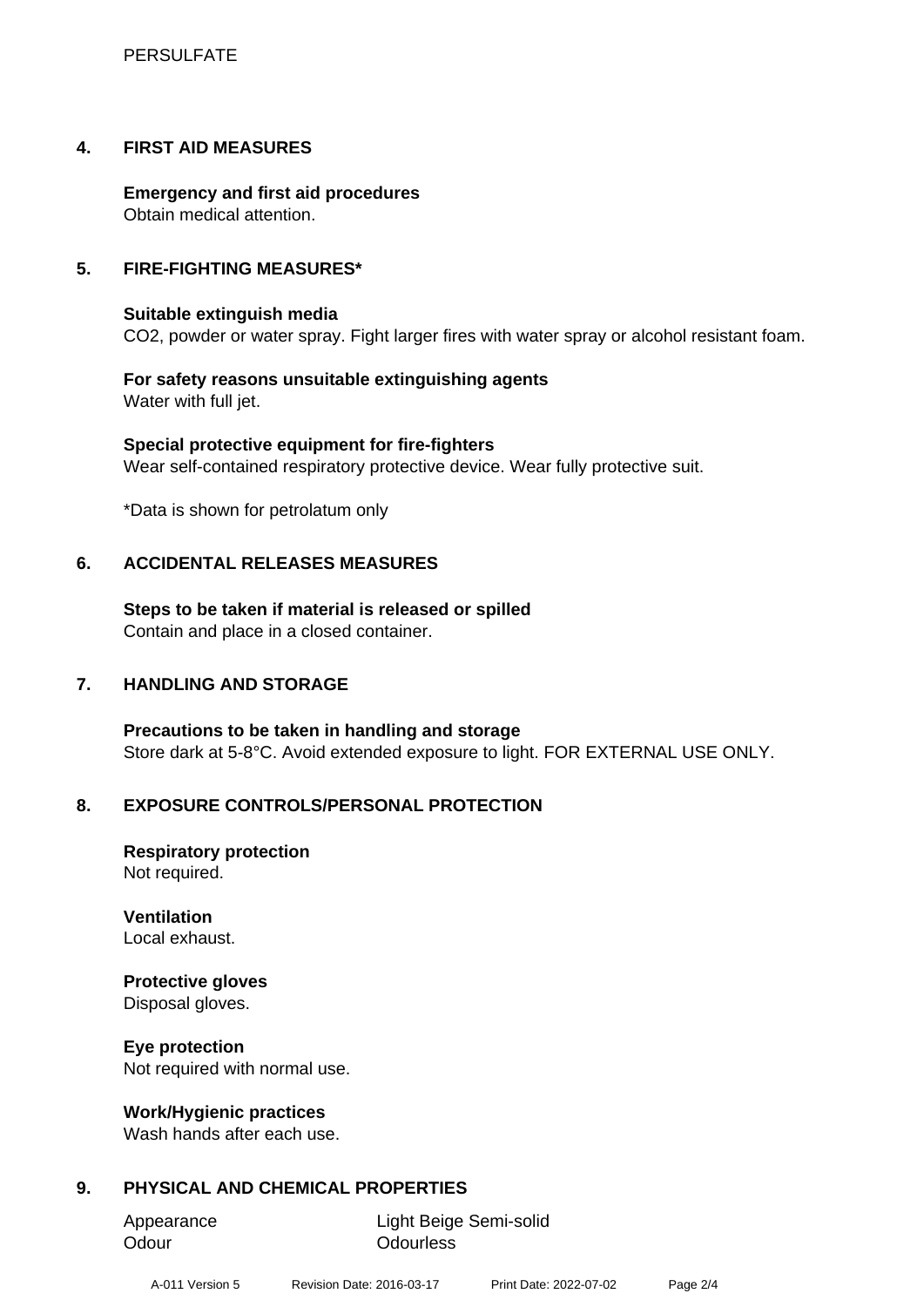## 4. FIRST AID MEASURES

**Emergency and first aid procedures**
Obtain medical attention.

## 5. FIRE-FIGHTING MEASURES*

**Suitable extinguish media**
$CO_2$, powder or water spray. Fight larger fires with water spray or alcohol resistant foam.

**For safety reasons unsuitable extinguishing agents**
Water with full jet.

**Special protective equipment for fire-fighters**
Wear self-contained respiratory protective device. Wear fully protective suit.

*Data is shown for petrolatum only

## 6. ACCIDENTAL RELEASES MEASURES

**Steps to be taken if material is released or spilled**
Contain and place in a closed container.

## 7. HANDLING AND STORAGE

**Precautions to be taken in handling and storage**
Store dark at 5-8°C. Avoid extended exposure to light. FOR EXTERNAL USE ONLY.

## 8. EXPOSURE CONTROLS/PERSONAL PROTECTION

**Respiratory protection**
Not required.

**Ventilation**
Local exhaust.

**Protective gloves**
Disposal gloves.

**Eye protection**
Not required with normal use.

**Work/Hygienic practices**
Wash hands after each use.

## 9. PHYSICAL AND CHEMICAL PROPERTIES

| | |
|---|---|
| Appearance | Light Beige Semi-solid |
| Odour | Odourless |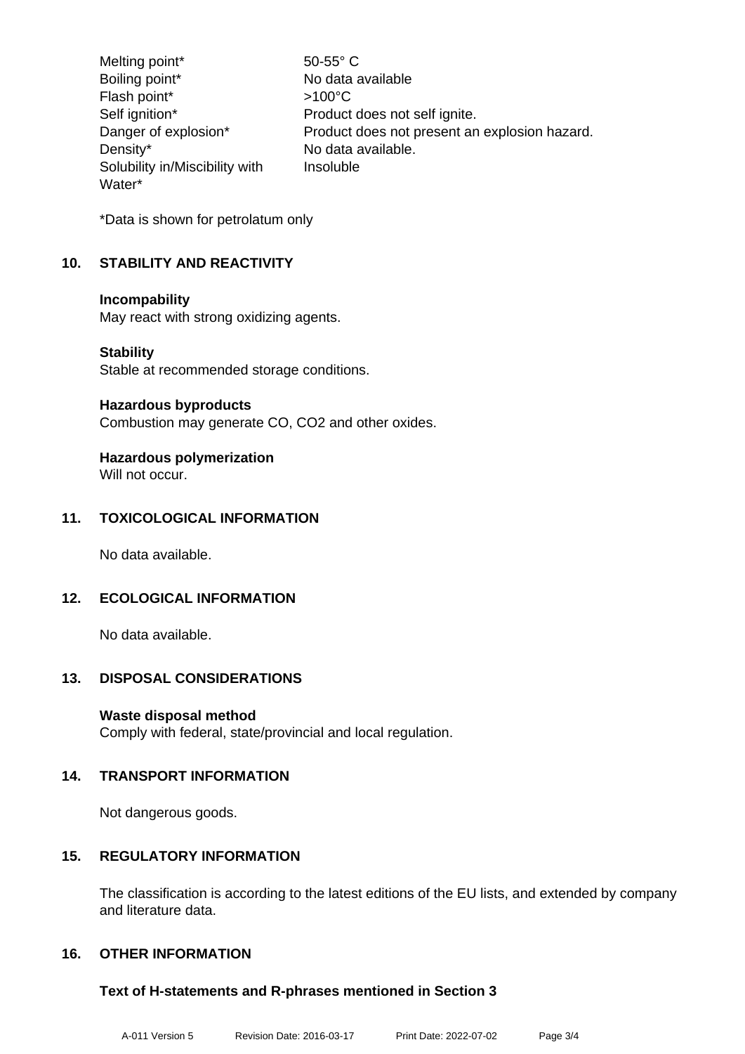| | |
|---|---|
| Melting point* | 50-55° C |
| Boiling point* | No data available |
| Flash point* | >100°C |
| Self ignition* | Product does not self ignite. |
| Danger of explosion* | Product does not present an explosion hazard. |
| Density* | No data available. |
| Solubility in/Miscibility with Water* | Insoluble |

*Data is shown for petrolatum only

## 10. STABILITY AND REACTIVITY

**Incompability**
May react with strong oxidizing agents.

**Stability**
Stable at recommended storage conditions.

**Hazardous byproducts**
Combustion may generate CO, $CO_2$ and other oxides.

**Hazardous polymerization**
Will not occur.

## 11. TOXICOLOGICAL INFORMATION

No data available.

## 12. ECOLOGICAL INFORMATION

No data available.

## 13. DISPOSAL CONSIDERATIONS

**Waste disposal method**
Comply with federal, state/provincial and local regulation.

## 14. TRANSPORT INFORMATION

Not dangerous goods.

## 15. REGULATORY INFORMATION

The classification is according to the latest editions of the EU lists, and extended by company and literature data.

## 16. OTHER INFORMATION

**Text of H-statements and R-phrases mentioned in Section 3**

A-011 Version 5 Revision Date: 2016-03-17 Print Date: 2022-07-02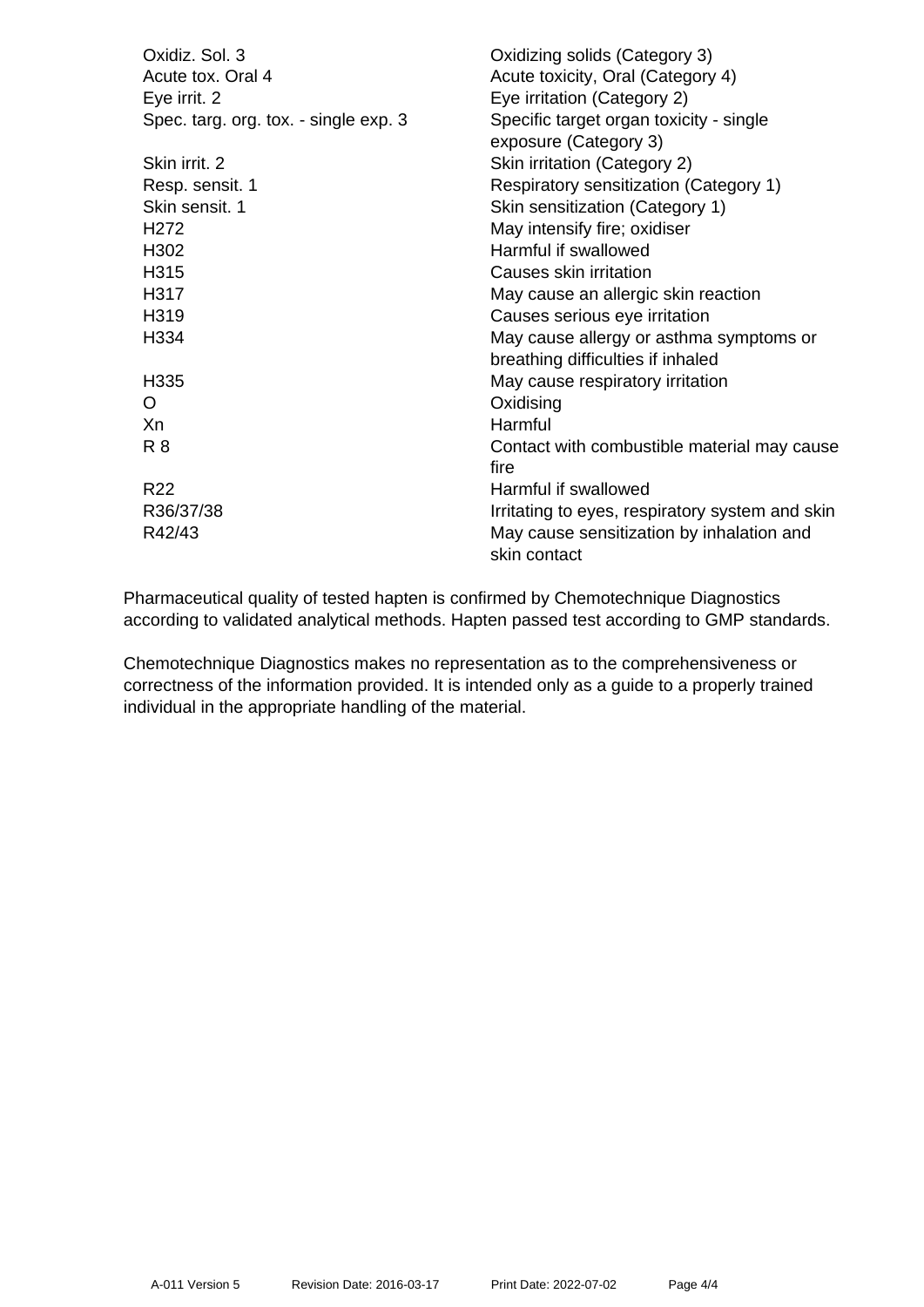| | |
|---|---|
| Oxidiz. Sol. 3 | Oxidizing solids (Category 3) |
| Acute tox. Oral 4 | Acute toxicity, Oral (Category 4) |
| Eye irrit. 2 | Eye irritation (Category 2) |
| Spec. targ. org. tox. - single exp. 3 | Specific target organ toxicity - single exposure (Category 3) |
| Skin irrit. 2 | Skin irritation (Category 2) |
| Resp. sensit. 1 | Respiratory sensitization (Category 1) |
| Skin sensit. 1 | Skin sensitization (Category 1) |
| H272 | May intensify fire; oxidiser |
| H302 | Harmful if swallowed |
| H315 | Causes skin irritation |
| H317 | May cause an allergic skin reaction |
| H319 | Causes serious eye irritation |
| H334 | May cause allergy or asthma symptoms or breathing difficulties if inhaled |
| H335 | May cause respiratory irritation |
| O | Oxidising |
| Xn | Harmful |
| R 8 | Contact with combustible material may cause fire |
| R22 | Harmful if swallowed |
| R36/37/38 | Irritating to eyes, respiratory system and skin |
| R42/43 | May cause sensitization by inhalation and skin contact |

Pharmaceutical quality of tested hapten is confirmed by Chemotechnique Diagnostics according to validated analytical methods. Hapten passed test according to GMP standards.

Chemotechnique Diagnostics makes no representation as to the comprehensiveness or correctness of the information provided. It is intended only as a guide to a properly trained individual in the appropriate handling of the material.